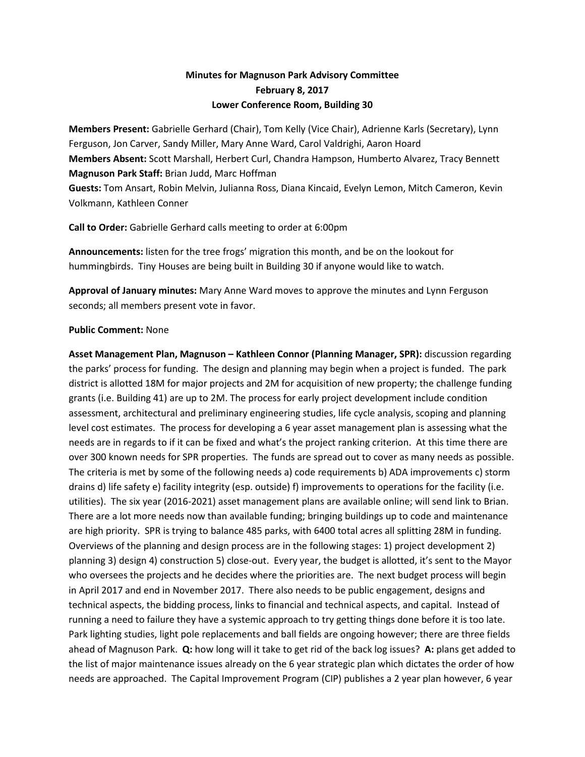**Minutes for Magnuson Park Advisory Committee**
**February 8, 2017**
**Lower Conference Room, Building 30**

**Members Present:** Gabrielle Gerhard (Chair), Tom Kelly (Vice Chair), Adrienne Karls (Secretary), Lynn Ferguson, Jon Carver, Sandy Miller, Mary Anne Ward, Carol Valdrighi, Aaron Hoard
**Members Absent:** Scott Marshall, Herbert Curl, Chandra Hampson, Humberto Alvarez, Tracy Bennett
**Magnuson Park Staff:** Brian Judd, Marc Hoffman
**Guests:** Tom Ansart, Robin Melvin, Julianna Ross, Diana Kincaid, Evelyn Lemon, Mitch Cameron, Kevin Volkmann, Kathleen Conner

**Call to Order:** Gabrielle Gerhard calls meeting to order at 6:00pm

**Announcements:** listen for the tree frogs' migration this month, and be on the lookout for hummingbirds. Tiny Houses are being built in Building 30 if anyone would like to watch.

**Approval of January minutes:** Mary Anne Ward moves to approve the minutes and Lynn Ferguson seconds; all members present vote in favor.

**Public Comment:** None

**Asset Management Plan, Magnuson – Kathleen Connor (Planning Manager, SPR):** discussion regarding the parks' process for funding. The design and planning may begin when a project is funded. The park district is allotted 18M for major projects and 2M for acquisition of new property; the challenge funding grants (i.e. Building 41) are up to 2M. The process for early project development include condition assessment, architectural and preliminary engineering studies, life cycle analysis, scoping and planning level cost estimates. The process for developing a 6 year asset management plan is assessing what the needs are in regards to if it can be fixed and what's the project ranking criterion. At this time there are over 300 known needs for SPR properties. The funds are spread out to cover as many needs as possible. The criteria is met by some of the following needs a) code requirements b) ADA improvements c) storm drains d) life safety e) facility integrity (esp. outside) f) improvements to operations for the facility (i.e. utilities). The six year (2016-2021) asset management plans are available online; will send link to Brian. There are a lot more needs now than available funding; bringing buildings up to code and maintenance are high priority. SPR is trying to balance 485 parks, with 6400 total acres all splitting 28M in funding. Overviews of the planning and design process are in the following stages: 1) project development 2) planning 3) design 4) construction 5) close-out. Every year, the budget is allotted, it's sent to the Mayor who oversees the projects and he decides where the priorities are. The next budget process will begin in April 2017 and end in November 2017. There also needs to be public engagement, designs and technical aspects, the bidding process, links to financial and technical aspects, and capital. Instead of running a need to failure they have a systemic approach to try getting things done before it is too late. Park lighting studies, light pole replacements and ball fields are ongoing however; there are three fields ahead of Magnuson Park. **Q:** how long will it take to get rid of the back log issues? **A:** plans get added to the list of major maintenance issues already on the 6 year strategic plan which dictates the order of how needs are approached. The Capital Improvement Program (CIP) publishes a 2 year plan however, 6 year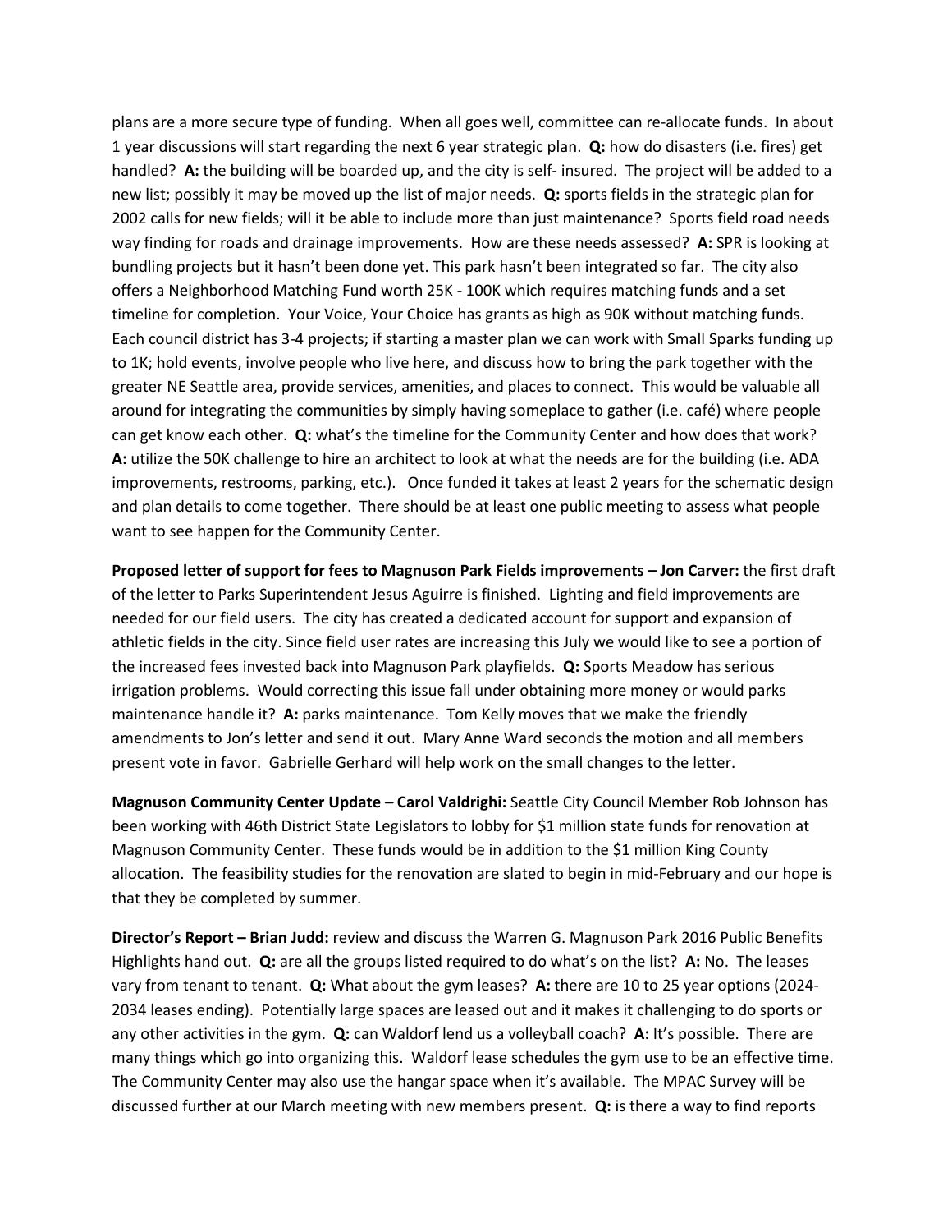plans are a more secure type of funding. When all goes well, committee can re-allocate funds. In about 1 year discussions will start regarding the next 6 year strategic plan. **Q:** how do disasters (i.e. fires) get handled? **A:** the building will be boarded up, and the city is self- insured. The project will be added to a new list; possibly it may be moved up the list of major needs. **Q:** sports fields in the strategic plan for 2002 calls for new fields; will it be able to include more than just maintenance? Sports field road needs way finding for roads and drainage improvements. How are these needs assessed? **A:** SPR is looking at bundling projects but it hasn't been done yet. This park hasn't been integrated so far. The city also offers a Neighborhood Matching Fund worth 25K - 100K which requires matching funds and a set timeline for completion. Your Voice, Your Choice has grants as high as 90K without matching funds. Each council district has 3-4 projects; if starting a master plan we can work with Small Sparks funding up to 1K; hold events, involve people who live here, and discuss how to bring the park together with the greater NE Seattle area, provide services, amenities, and places to connect. This would be valuable all around for integrating the communities by simply having someplace to gather (i.e. café) where people can get know each other. **Q:** what's the timeline for the Community Center and how does that work? **A:** utilize the 50K challenge to hire an architect to look at what the needs are for the building (i.e. ADA improvements, restrooms, parking, etc.). Once funded it takes at least 2 years for the schematic design and plan details to come together. There should be at least one public meeting to assess what people want to see happen for the Community Center.

**Proposed letter of support for fees to Magnuson Park Fields improvements – Jon Carver:** the first draft of the letter to Parks Superintendent Jesus Aguirre is finished. Lighting and field improvements are needed for our field users. The city has created a dedicated account for support and expansion of athletic fields in the city. Since field user rates are increasing this July we would like to see a portion of the increased fees invested back into Magnuson Park playfields. **Q:** Sports Meadow has serious irrigation problems. Would correcting this issue fall under obtaining more money or would parks maintenance handle it? **A:** parks maintenance. Tom Kelly moves that we make the friendly amendments to Jon's letter and send it out. Mary Anne Ward seconds the motion and all members present vote in favor. Gabrielle Gerhard will help work on the small changes to the letter.

**Magnuson Community Center Update – Carol Valdrighi:** Seattle City Council Member Rob Johnson has been working with 46th District State Legislators to lobby for $1 million state funds for renovation at Magnuson Community Center. These funds would be in addition to the $1 million King County allocation. The feasibility studies for the renovation are slated to begin in mid-February and our hope is that they be completed by summer.

**Director's Report – Brian Judd:** review and discuss the Warren G. Magnuson Park 2016 Public Benefits Highlights hand out. **Q:** are all the groups listed required to do what's on the list? **A:** No. The leases vary from tenant to tenant. **Q:** What about the gym leases? **A:** there are 10 to 25 year options (2024-2034 leases ending). Potentially large spaces are leased out and it makes it challenging to do sports or any other activities in the gym. **Q:** can Waldorf lend us a volleyball coach? **A:** It's possible. There are many things which go into organizing this. Waldorf lease schedules the gym use to be an effective time. The Community Center may also use the hangar space when it's available. The MPAC Survey will be discussed further at our March meeting with new members present. **Q:** is there a way to find reports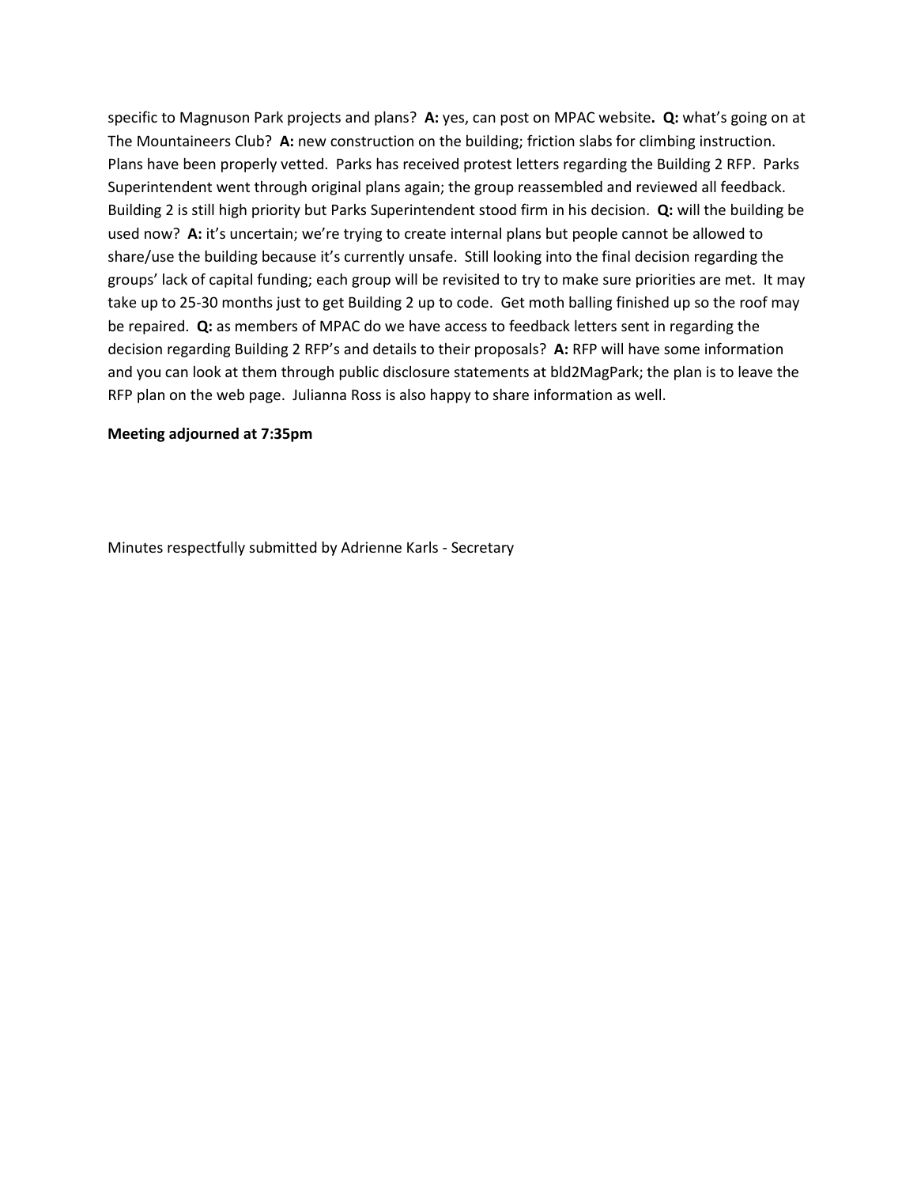specific to Magnuson Park projects and plans? **A:** yes, can post on MPAC website**. Q:** what's going on at The Mountaineers Club? **A:** new construction on the building; friction slabs for climbing instruction. Plans have been properly vetted. Parks has received protest letters regarding the Building 2 RFP. Parks Superintendent went through original plans again; the group reassembled and reviewed all feedback. Building 2 is still high priority but Parks Superintendent stood firm in his decision. **Q:** will the building be used now? **A:** it's uncertain; we're trying to create internal plans but people cannot be allowed to share/use the building because it's currently unsafe. Still looking into the final decision regarding the groups' lack of capital funding; each group will be revisited to try to make sure priorities are met. It may take up to 25-30 months just to get Building 2 up to code. Get moth balling finished up so the roof may be repaired. **Q:** as members of MPAC do we have access to feedback letters sent in regarding the decision regarding Building 2 RFP's and details to their proposals? **A:** RFP will have some information and you can look at them through public disclosure statements at bld2MagPark; the plan is to leave the RFP plan on the web page. Julianna Ross is also happy to share information as well.

**Meeting adjourned at 7:35pm**

Minutes respectfully submitted by Adrienne Karls - Secretary